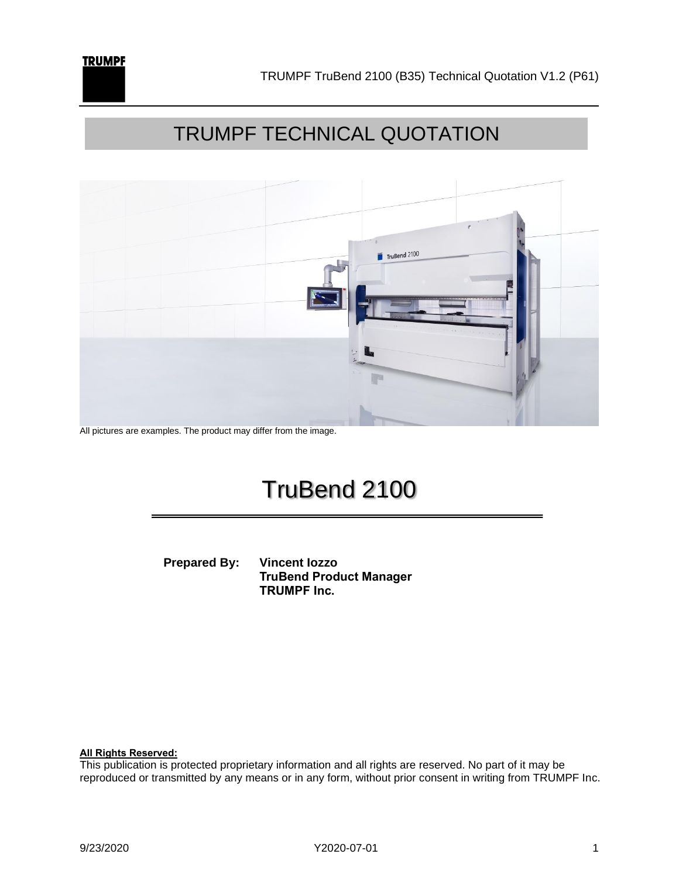# TRUMPF TECHNICAL QUOTATION

All pictures are examples. The product may differ from the image.

# TruBend 2100

**Prepared By:** **Vincent Iozzo**
**TruBend Product Manager**
**TRUMPF Inc.**

**All Rights Reserved:**
This publication is protected proprietary information and all rights are reserved. No part of it may be reproduced or transmitted by any means or in any form, without prior consent in writing from TRUMPF Inc.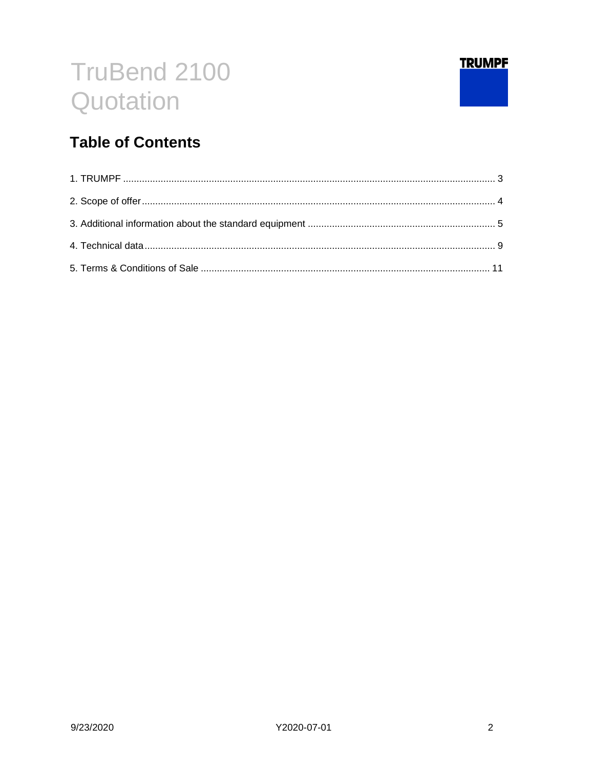# TruBend 2100 Quotation

TRUMPF

## Table of Contents

1. TRUMPF ........................................................................................................................................ 3

2. Scope of offer ................................................................................................................................ 4

3. Additional information about the standard equipment ..................................................................... 5

4. Technical data ................................................................................................................................ 9

5. Terms & Conditions of Sale ........................................................................................................... 11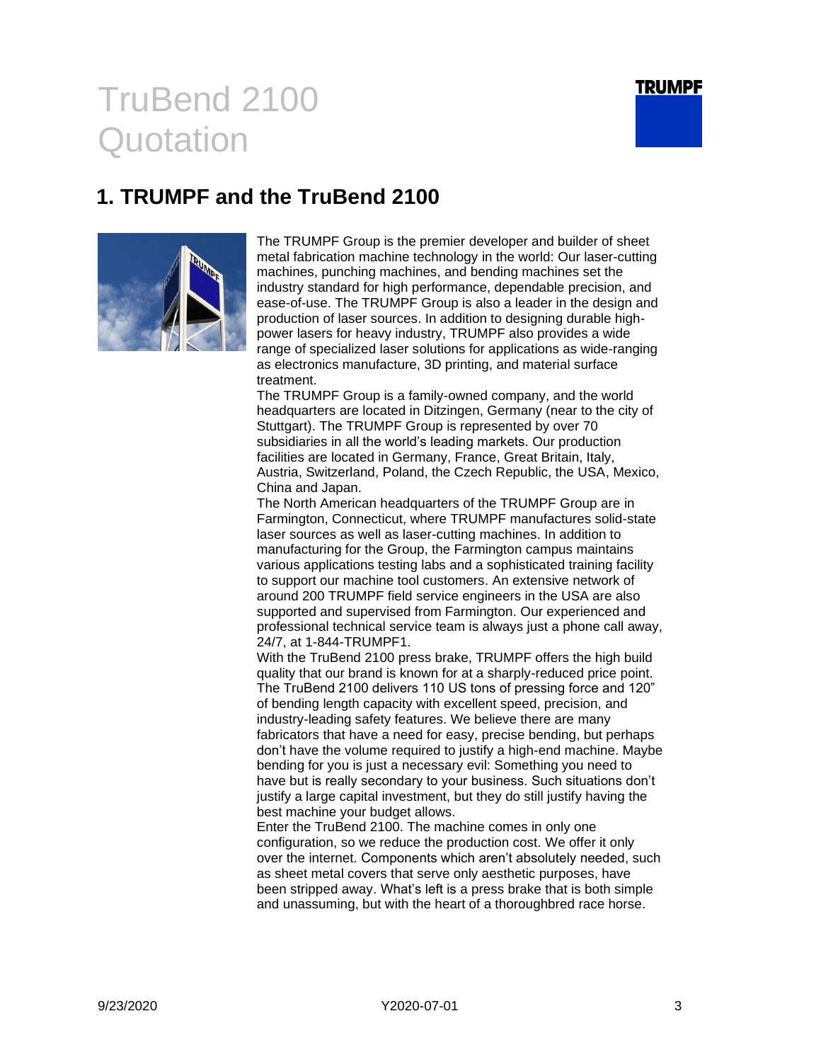# TruBend 2100 Quotation

## 1. TRUMPF and the TruBend 2100

The TRUMPF Group is the premier developer and builder of sheet metal fabrication machine technology in the world: Our laser-cutting machines, punching machines, and bending machines set the industry standard for high performance, dependable precision, and ease-of-use. The TRUMPF Group is also a leader in the design and production of laser sources. In addition to designing durable high-power lasers for heavy industry, TRUMPF also provides a wide range of specialized laser solutions for applications as wide-ranging as electronics manufacture, 3D printing, and material surface treatment.

The TRUMPF Group is a family-owned company, and the world headquarters are located in Ditzingen, Germany (near to the city of Stuttgart). The TRUMPF Group is represented by over 70 subsidiaries in all the world's leading markets. Our production facilities are located in Germany, France, Great Britain, Italy, Austria, Switzerland, Poland, the Czech Republic, the USA, Mexico, China and Japan.

The North American headquarters of the TRUMPF Group are in Farmington, Connecticut, where TRUMPF manufactures solid-state laser sources as well as laser-cutting machines. In addition to manufacturing for the Group, the Farmington campus maintains various applications testing labs and a sophisticated training facility to support our machine tool customers. An extensive network of around 200 TRUMPF field service engineers in the USA are also supported and supervised from Farmington. Our experienced and professional technical service team is always just a phone call away, 24/7, at 1-844-TRUMPF1.

With the TruBend 2100 press brake, TRUMPF offers the high build quality that our brand is known for at a sharply-reduced price point. The TruBend 2100 delivers 110 US tons of pressing force and 120" of bending length capacity with excellent speed, precision, and industry-leading safety features. We believe there are many fabricators that have a need for easy, precise bending, but perhaps don't have the volume required to justify a high-end machine. Maybe bending for you is just a necessary evil: Something you need to have but is really secondary to your business. Such situations don't justify a large capital investment, but they do still justify having the best machine your budget allows.

Enter the TruBend 2100. The machine comes in only one configuration, so we reduce the production cost. We offer it only over the internet. Components which aren't absolutely needed, such as sheet metal covers that serve only aesthetic purposes, have been stripped away. What's left is a press brake that is both simple and unassuming, but with the heart of a thoroughbred race horse.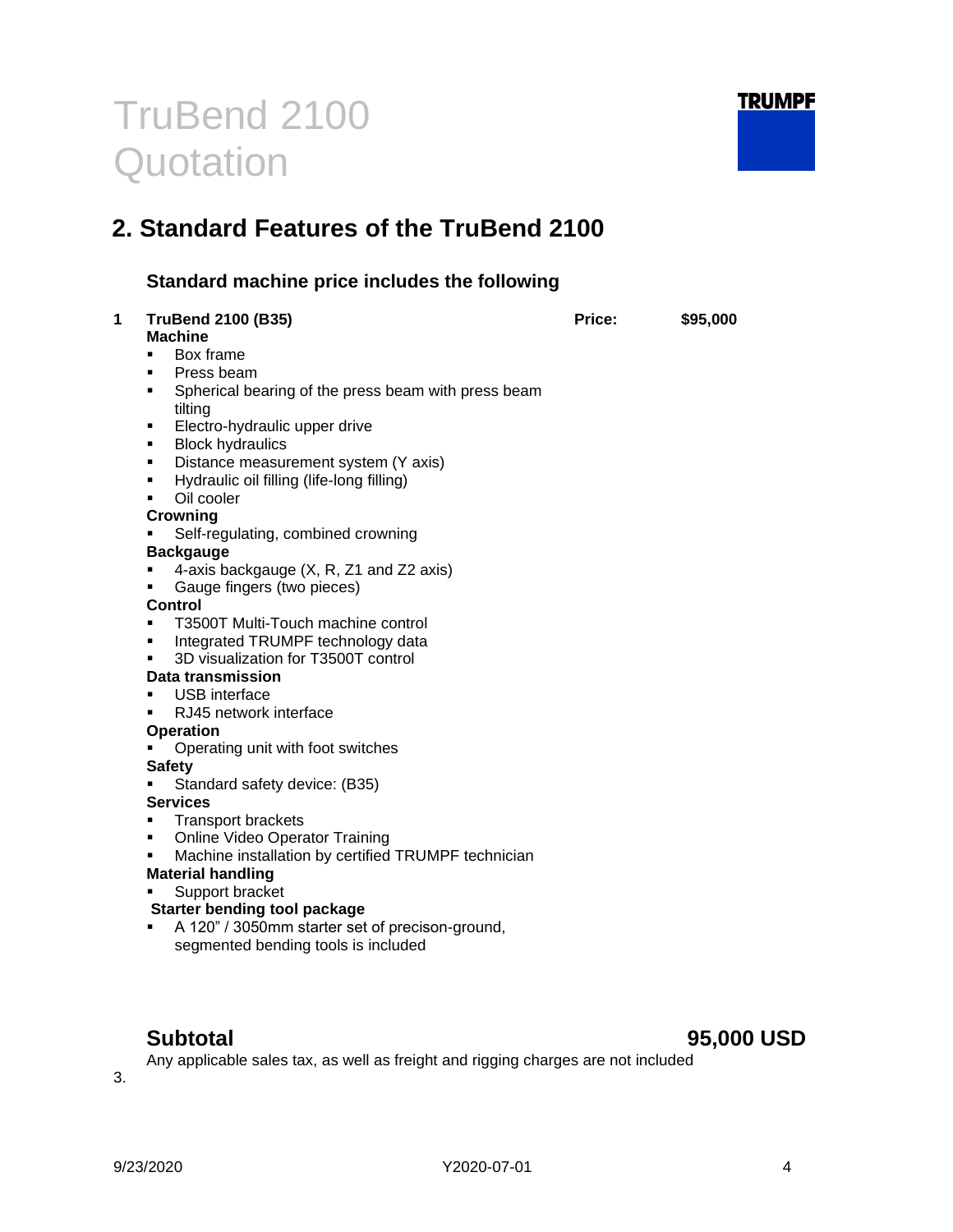# TruBend 2100 Quotation

TRUMPF

## 2. Standard Features of the TruBend 2100

### Standard machine price includes the following

**1 TruBend 2100 (B35)** **Price: $95,000**

**Machine**

- Box frame
- Press beam
- Spherical bearing of the press beam with press beam tilting
- Electro-hydraulic upper drive
- Block hydraulics
- Distance measurement system (Y axis)
- Hydraulic oil filling (life-long filling)
- Oil cooler

**Crowning**

- Self-regulating, combined crowning

**Backgauge**

- 4-axis backgauge (X, R, Z1 and Z2 axis)
- Gauge fingers (two pieces)

**Control**

- T3500T Multi-Touch machine control
- Integrated TRUMPF technology data
- 3D visualization for T3500T control

**Data transmission**

- USB interface
- RJ45 network interface

**Operation**

- Operating unit with foot switches

**Safety**

- Standard safety device: (B35)

**Services**

- Transport brackets
- Online Video Operator Training
- Machine installation by certified TRUMPF technician

**Material handling**

- Support bracket

**Starter bending tool package**

- A 120" / 3050mm starter set of precison-ground, segmented bending tools is included

## Subtotal 95,000 USD

Any applicable sales tax, as well as freight and rigging charges are not included

3.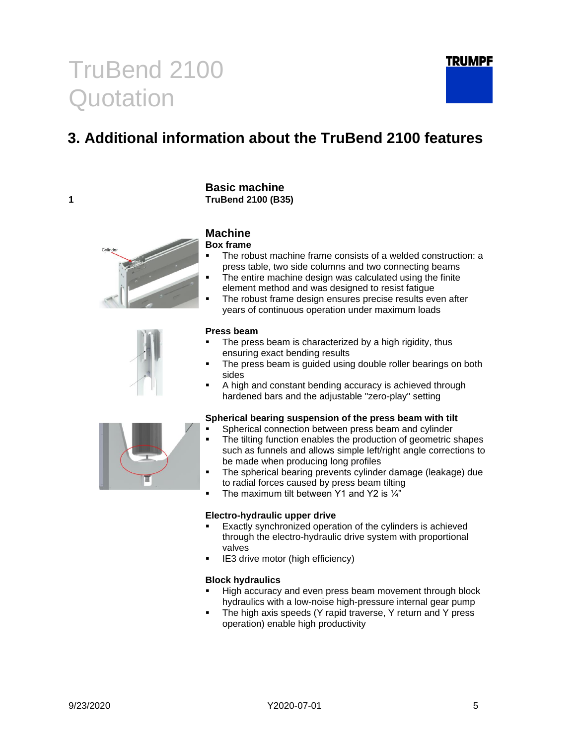# TruBend 2100 Quotation

## 3. Additional information about the TruBend 2100 features

### Basic machine

1 **TruBend 2100 (B35)**

### Machine

**Box frame**

- The robust machine frame consists of a welded construction: a press table, two side columns and two connecting beams
- The entire machine design was calculated using the finite element method and was designed to resist fatigue
- The robust frame design ensures precise results even after years of continuous operation under maximum loads

**Press beam**

- The press beam is characterized by a high rigidity, thus ensuring exact bending results
- The press beam is guided using double roller bearings on both sides
- A high and constant bending accuracy is achieved through hardened bars and the adjustable "zero-play" setting

**Spherical bearing suspension of the press beam with tilt**

- Spherical connection between press beam and cylinder
- The tilting function enables the production of geometric shapes such as funnels and allows simple left/right angle corrections to be made when producing long profiles
- The spherical bearing prevents cylinder damage (leakage) due to radial forces caused by press beam tilting
- The maximum tilt between Y1 and Y2 is ¼"

**Electro-hydraulic upper drive**

- Exactly synchronized operation of the cylinders is achieved through the electro-hydraulic drive system with proportional valves
- IE3 drive motor (high efficiency)

**Block hydraulics**

- High accuracy and even press beam movement through block hydraulics with a low-noise high-pressure internal gear pump
- The high axis speeds (Y rapid traverse, Y return and Y press operation) enable high productivity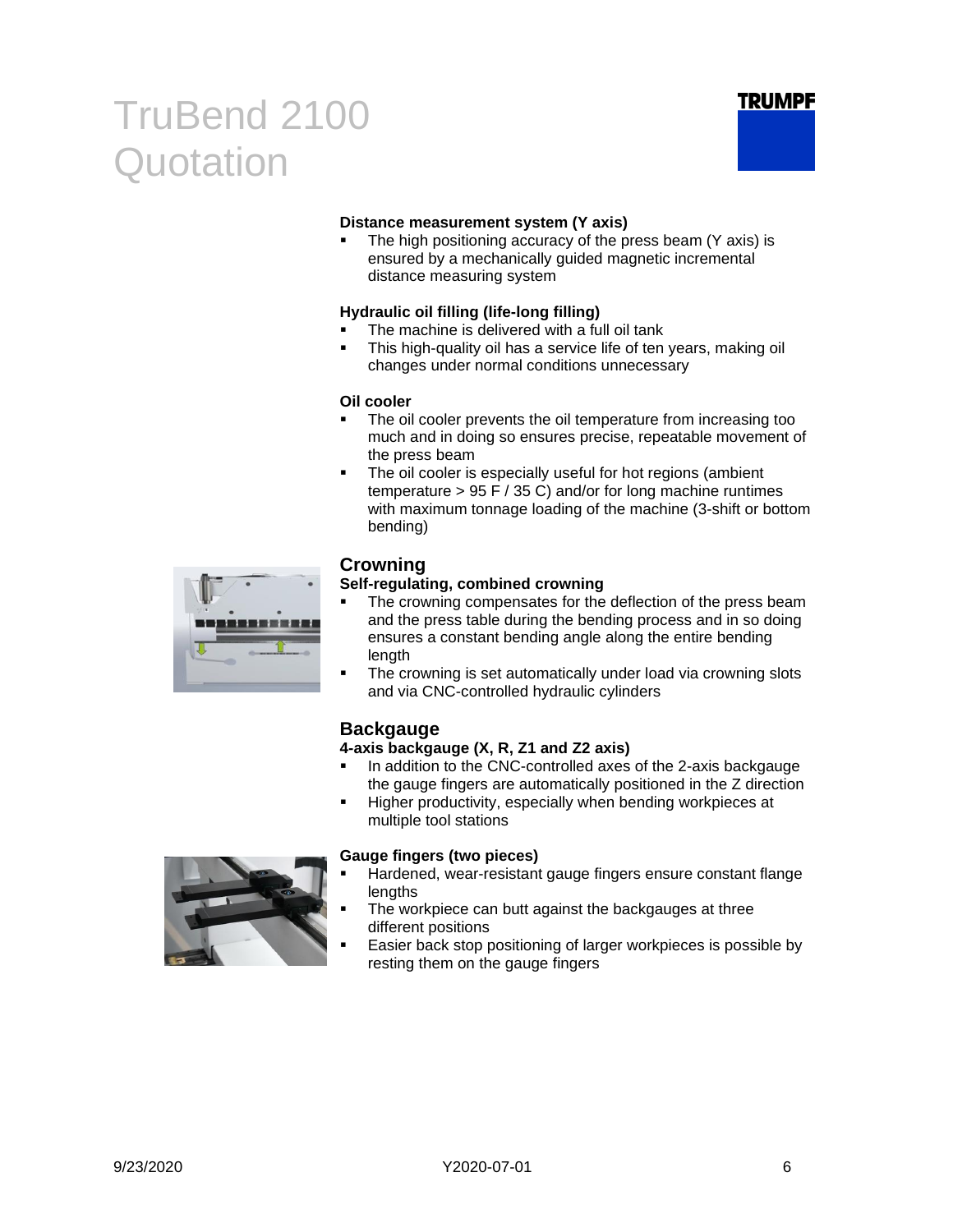**Distance measurement system (Y axis)**

- The high positioning accuracy of the press beam (Y axis) is ensured by a mechanically guided magnetic incremental distance measuring system

**Hydraulic oil filling (life-long filling)**

- The machine is delivered with a full oil tank
- This high-quality oil has a service life of ten years, making oil changes under normal conditions unnecessary

**Oil cooler**

- The oil cooler prevents the oil temperature from increasing too much and in doing so ensures precise, repeatable movement of the press beam
- The oil cooler is especially useful for hot regions (ambient temperature > 95 F / 35 C) and/or for long machine runtimes with maximum tonnage loading of the machine (3-shift or bottom bending)

## Crowning

**Self-regulating, combined crowning**

- The crowning compensates for the deflection of the press beam and the press table during the bending process and in so doing ensures a constant bending angle along the entire bending length
- The crowning is set automatically under load via crowning slots and via CNC-controlled hydraulic cylinders

## Backgauge

**4-axis backgauge (X, R, Z1 and Z2 axis)**

- In addition to the CNC-controlled axes of the 2-axis backgauge the gauge fingers are automatically positioned in the Z direction
- Higher productivity, especially when bending workpieces at multiple tool stations

**Gauge fingers (two pieces)**

- Hardened, wear-resistant gauge fingers ensure constant flange lengths
- The workpiece can butt against the backgauges at three different positions
- Easier back stop positioning of larger workpieces is possible by resting them on the gauge fingers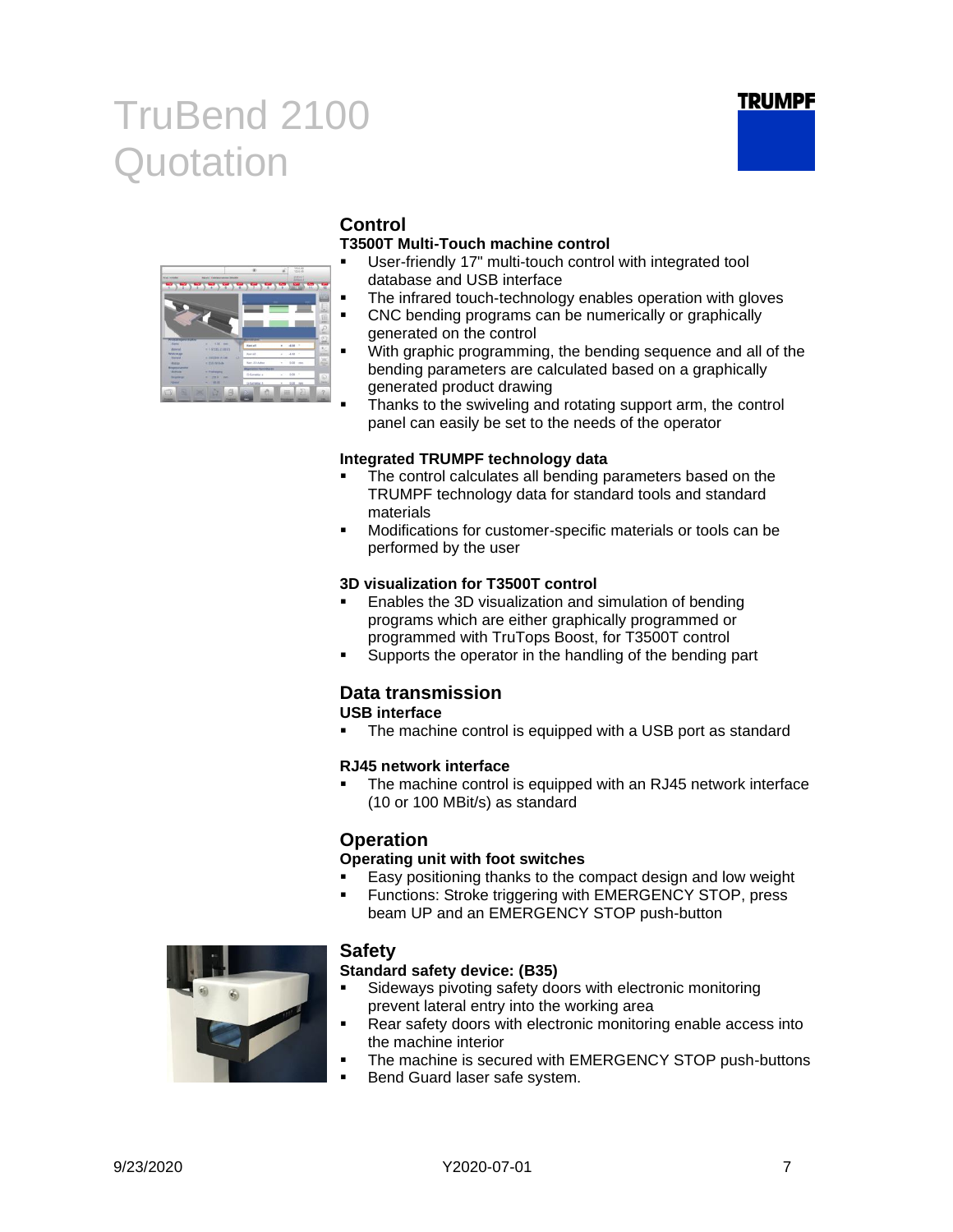# TruBend 2100 Quotation

## Control

### T3500T Multi-Touch machine control

- User-friendly 17" multi-touch control with integrated tool database and USB interface
- The infrared touch-technology enables operation with gloves
- CNC bending programs can be numerically or graphically generated on the control
- With graphic programming, the bending sequence and all of the bending parameters are calculated based on a graphically generated product drawing
- Thanks to the swiveling and rotating support arm, the control panel can easily be set to the needs of the operator

### Integrated TRUMPF technology data

- The control calculates all bending parameters based on the TRUMPF technology data for standard tools and standard materials
- Modifications for customer-specific materials or tools can be performed by the user

### 3D visualization for T3500T control

- Enables the 3D visualization and simulation of bending programs which are either graphically programmed or programmed with TruTops Boost, for T3500T control
- Supports the operator in the handling of the bending part

## Data transmission

### USB interface

- The machine control is equipped with a USB port as standard

### RJ45 network interface

- The machine control is equipped with an RJ45 network interface (10 or 100 MBit/s) as standard

## Operation

### Operating unit with foot switches

- Easy positioning thanks to the compact design and low weight
- Functions: Stroke triggering with EMERGENCY STOP, press beam UP and an EMERGENCY STOP push-button

## Safety

### Standard safety device: (B35)

- Sideways pivoting safety doors with electronic monitoring prevent lateral entry into the working area
- Rear safety doors with electronic monitoring enable access into the machine interior
- The machine is secured with EMERGENCY STOP push-buttons
- Bend Guard laser safe system.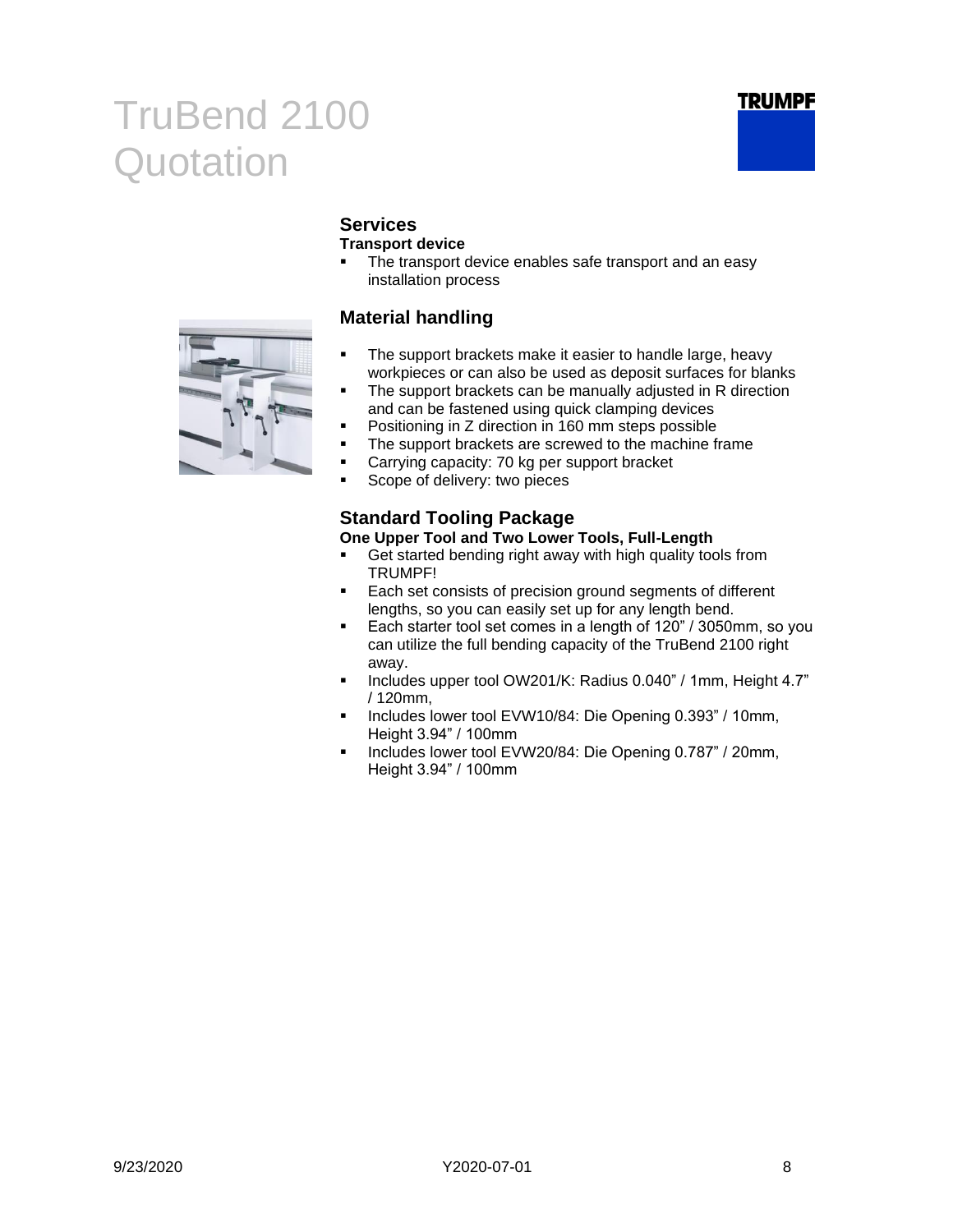# TruBend 2100 Quotation

## Services

**Transport device**

- The transport device enables safe transport and an easy installation process

## Material handling

- The support brackets make it easier to handle large, heavy workpieces or can also be used as deposit surfaces for blanks
- The support brackets can be manually adjusted in R direction and can be fastened using quick clamping devices
- Positioning in Z direction in 160 mm steps possible
- The support brackets are screwed to the machine frame
- Carrying capacity: 70 kg per support bracket
- Scope of delivery: two pieces

## Standard Tooling Package

**One Upper Tool and Two Lower Tools, Full-Length**

- Get started bending right away with high quality tools from TRUMPF!
- Each set consists of precision ground segments of different lengths, so you can easily set up for any length bend.
- Each starter tool set comes in a length of 120" / 3050mm, so you can utilize the full bending capacity of the TruBend 2100 right away.
- Includes upper tool OW201/K: Radius 0.040" / 1mm, Height 4.7" / 120mm,
- Includes lower tool EVW10/84: Die Opening 0.393" / 10mm, Height 3.94" / 100mm
- Includes lower tool EVW20/84: Die Opening 0.787" / 20mm, Height 3.94" / 100mm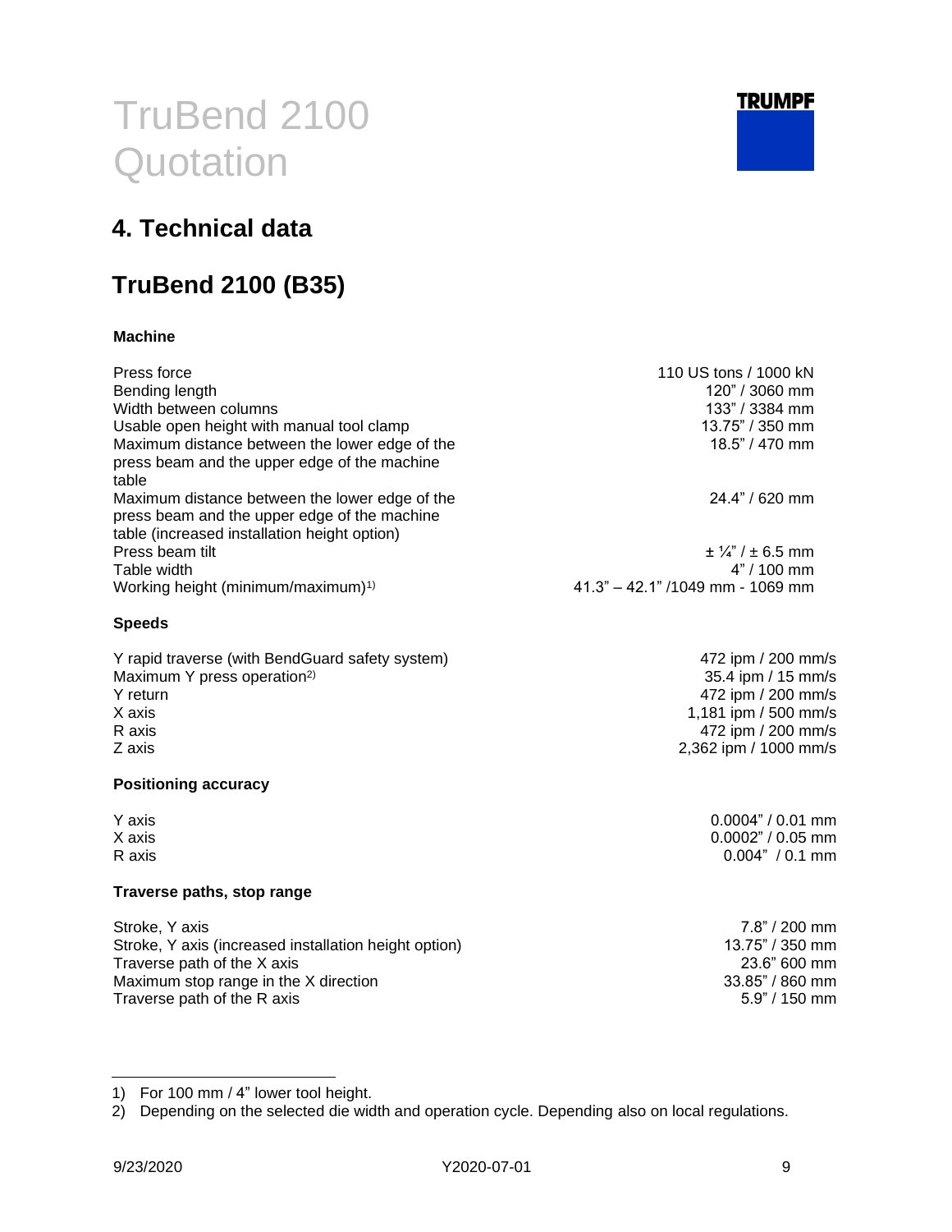# TruBend 2100 Quotation

## 4. Technical data

## TruBend 2100 (B35)

### Machine

| | |
|---|---|
| Press force | 110 US tons / 1000 kN |
| Bending length | 120" / 3060 mm |
| Width between columns | 133" / 3384 mm |
| Usable open height with manual tool clamp | 13.75" / 350 mm |
| Maximum distance between the lower edge of the press beam and the upper edge of the machine table | 18.5" / 470 mm |
| Maximum distance between the lower edge of the press beam and the upper edge of the machine table (increased installation height option) | 24.4" / 620 mm |
| Press beam tilt | ± ¼" / ± 6.5 mm |
| Table width | 4" / 100 mm |
| Working height (minimum/maximum)[1] | 41.3" – 42.1" /1049 mm - 1069 mm |

### Speeds

| | |
|---|---|
| Y rapid traverse (with BendGuard safety system) | 472 ipm / 200 mm/s |
| Maximum Y press operation[2] | 35.4 ipm / 15 mm/s |
| Y return | 472 ipm / 200 mm/s |
| X axis | 1,181 ipm / 500 mm/s |
| R axis | 472 ipm / 200 mm/s |
| Z axis | 2,362 ipm / 1000 mm/s |

### Positioning accuracy

| | |
|---|---|
| Y axis | 0.0004" / 0.01 mm |
| X axis | 0.0002" / 0.05 mm |
| R axis | 0.004" / 0.1 mm |

### Traverse paths, stop range

| | |
|---|---|
| Stroke, Y axis | 7.8" / 200 mm |
| Stroke, Y axis (increased installation height option) | 13.75" / 350 mm |
| Traverse path of the X axis | 23.6" 600 mm |
| Maximum stop range in the X direction | 33.85" / 860 mm |
| Traverse path of the R axis | 5.9" / 150 mm |

1) For 100 mm / 4" lower tool height.

2) Depending on the selected die width and operation cycle. Depending also on local regulations.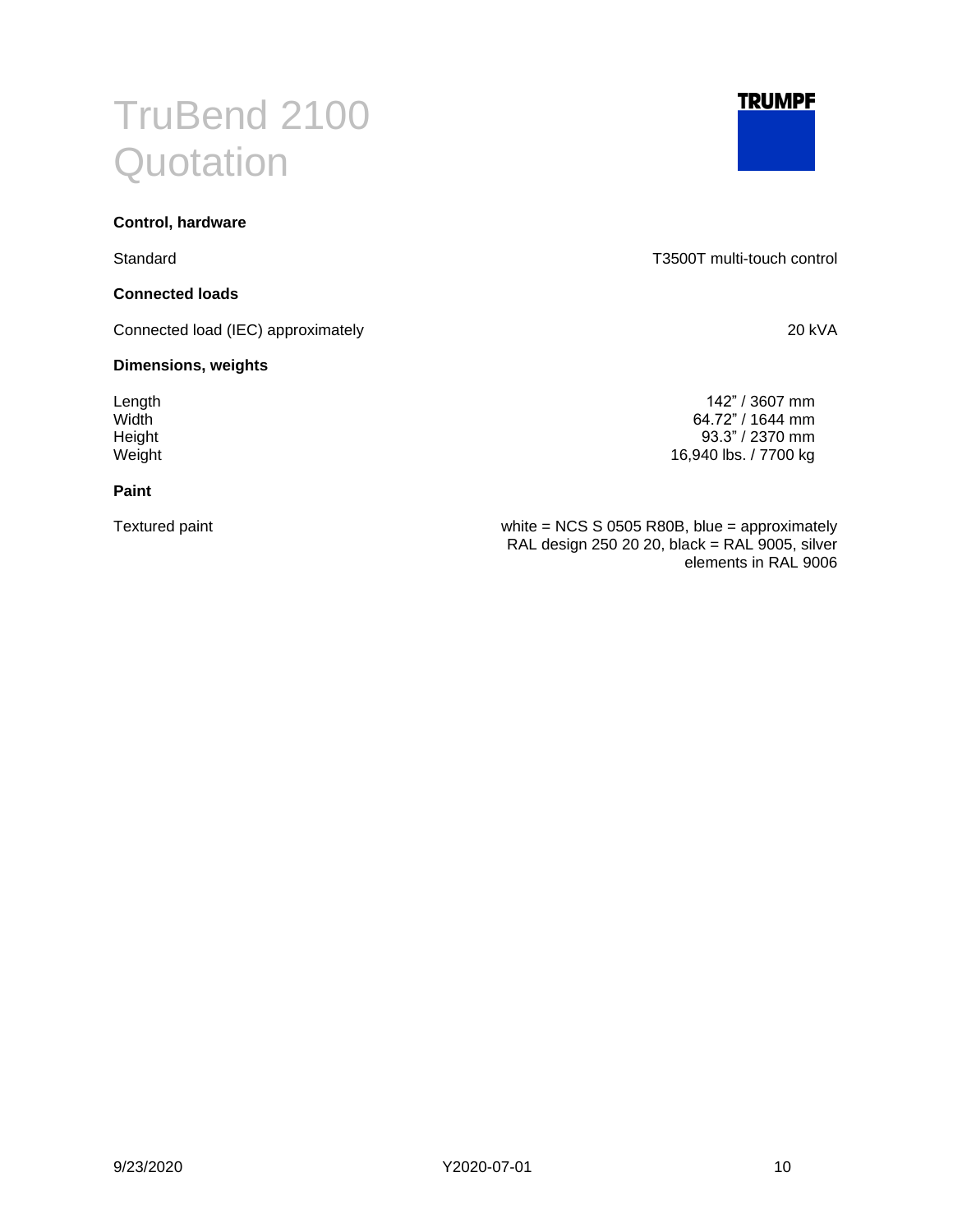# TruBend 2100 Quotation

**Control, hardware**

| | |
|---|---|
| Standard | T3500T multi-touch control |

**Connected loads**

| | |
|---|---|
| Connected load (IEC) approximately | 20 kVA |

**Dimensions, weights**

| | |
|---|---|
| Length | 142" / 3607 mm |
| Width | 64.72" / 1644 mm |
| Height | 93.3" / 2370 mm |
| Weight | 16,940 lbs. / 7700 kg |

**Paint**

| | |
|---|---|
| Textured paint | white = NCS S 0505 R80B, blue = approximately RAL design 250 20 20, black = RAL 9005, silver elements in RAL 9006 |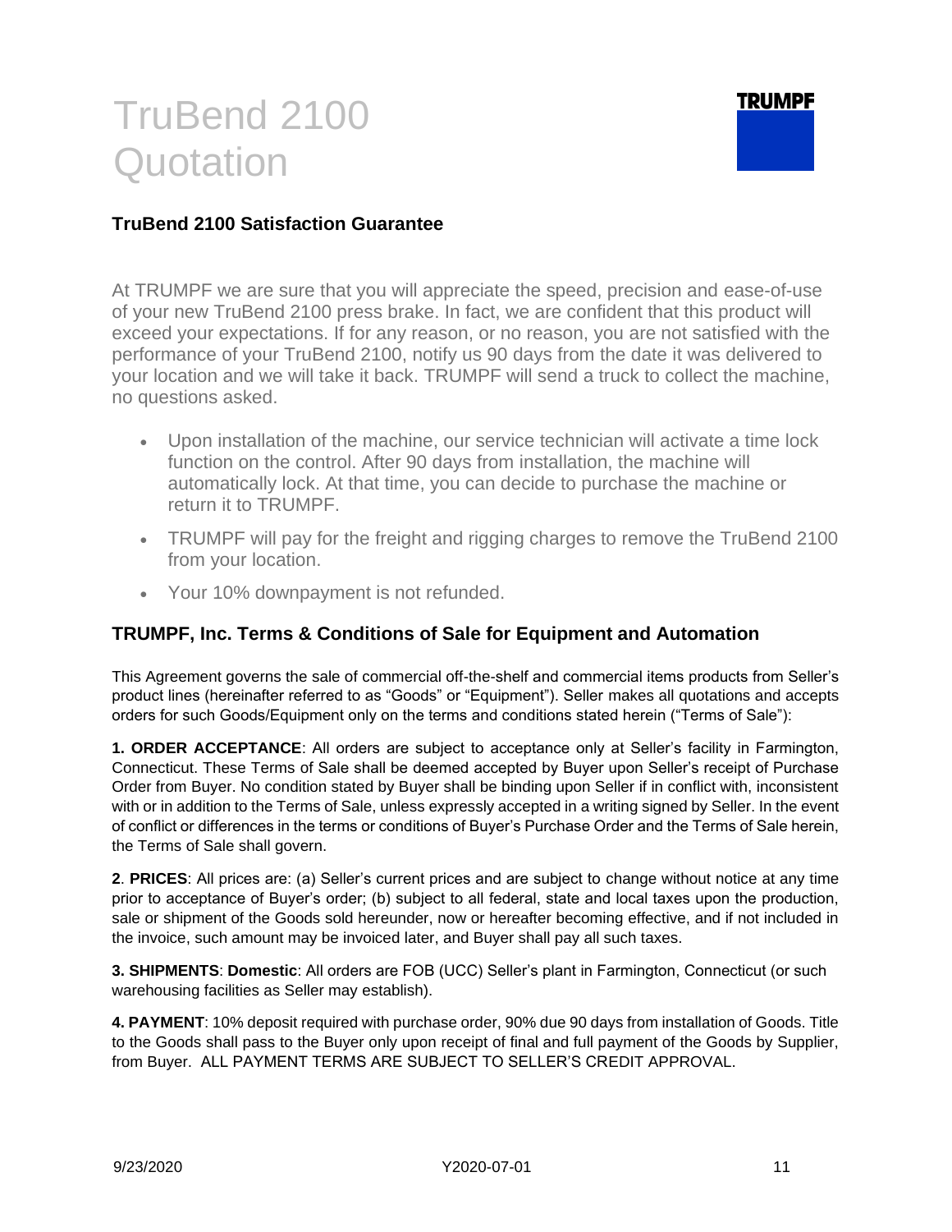# TruBend 2100 Quotation

TRUMPF

### TruBend 2100 Satisfaction Guarantee

At TRUMPF we are sure that you will appreciate the speed, precision and ease-of-use of your new TruBend 2100 press brake. In fact, we are confident that this product will exceed your expectations. If for any reason, or no reason, you are not satisfied with the performance of your TruBend 2100, notify us 90 days from the date it was delivered to your location and we will take it back. TRUMPF will send a truck to collect the machine, no questions asked.

- Upon installation of the machine, our service technician will activate a time lock function on the control. After 90 days from installation, the machine will automatically lock. At that time, you can decide to purchase the machine or return it to TRUMPF.
- TRUMPF will pay for the freight and rigging charges to remove the TruBend 2100 from your location.
- Your 10% downpayment is not refunded.

### TRUMPF, Inc. Terms & Conditions of Sale for Equipment and Automation

This Agreement governs the sale of commercial off-the-shelf and commercial items products from Seller's product lines (hereinafter referred to as "Goods" or "Equipment"). Seller makes all quotations and accepts orders for such Goods/Equipment only on the terms and conditions stated herein ("Terms of Sale"):

**1. ORDER ACCEPTANCE**: All orders are subject to acceptance only at Seller's facility in Farmington, Connecticut. These Terms of Sale shall be deemed accepted by Buyer upon Seller's receipt of Purchase Order from Buyer. No condition stated by Buyer shall be binding upon Seller if in conflict with, inconsistent with or in addition to the Terms of Sale, unless expressly accepted in a writing signed by Seller. In the event of conflict or differences in the terms or conditions of Buyer's Purchase Order and the Terms of Sale herein, the Terms of Sale shall govern.

**2**. **PRICES**: All prices are: (a) Seller's current prices and are subject to change without notice at any time prior to acceptance of Buyer's order; (b) subject to all federal, state and local taxes upon the production, sale or shipment of the Goods sold hereunder, now or hereafter becoming effective, and if not included in the invoice, such amount may be invoiced later, and Buyer shall pay all such taxes.

**3. SHIPMENTS**: **Domestic**: All orders are FOB (UCC) Seller's plant in Farmington, Connecticut (or such warehousing facilities as Seller may establish).

**4. PAYMENT**: 10% deposit required with purchase order, 90% due 90 days from installation of Goods. Title to the Goods shall pass to the Buyer only upon receipt of final and full payment of the Goods by Supplier, from Buyer. ALL PAYMENT TERMS ARE SUBJECT TO SELLER'S CREDIT APPROVAL.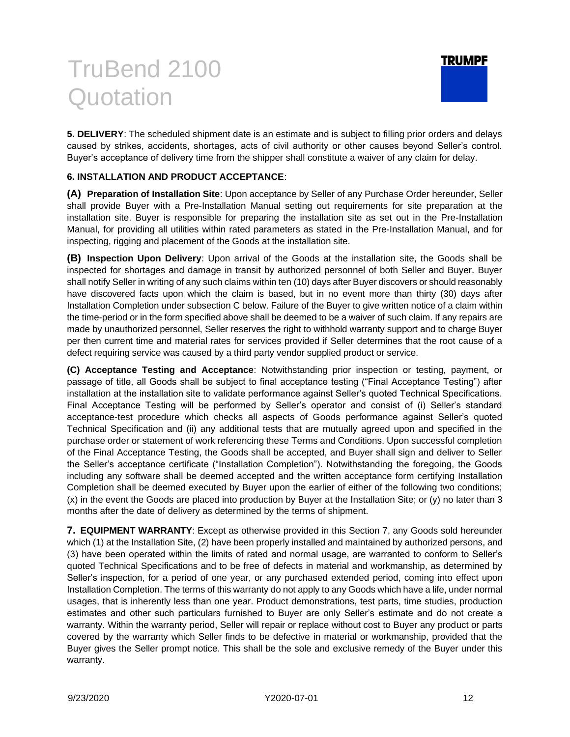**5. DELIVERY**: The scheduled shipment date is an estimate and is subject to filling prior orders and delays caused by strikes, accidents, shortages, acts of civil authority or other causes beyond Seller's control. Buyer's acceptance of delivery time from the shipper shall constitute a waiver of any claim for delay.

**6. INSTALLATION AND PRODUCT ACCEPTANCE**:

**(A) Preparation of Installation Site**: Upon acceptance by Seller of any Purchase Order hereunder, Seller shall provide Buyer with a Pre-Installation Manual setting out requirements for site preparation at the installation site. Buyer is responsible for preparing the installation site as set out in the Pre-Installation Manual, for providing all utilities within rated parameters as stated in the Pre-Installation Manual, and for inspecting, rigging and placement of the Goods at the installation site.

**(B) Inspection Upon Delivery**: Upon arrival of the Goods at the installation site, the Goods shall be inspected for shortages and damage in transit by authorized personnel of both Seller and Buyer. Buyer shall notify Seller in writing of any such claims within ten (10) days after Buyer discovers or should reasonably have discovered facts upon which the claim is based, but in no event more than thirty (30) days after Installation Completion under subsection C below. Failure of the Buyer to give written notice of a claim within the time-period or in the form specified above shall be deemed to be a waiver of such claim. If any repairs are made by unauthorized personnel, Seller reserves the right to withhold warranty support and to charge Buyer per then current time and material rates for services provided if Seller determines that the root cause of a defect requiring service was caused by a third party vendor supplied product or service.

**(C) Acceptance Testing and Acceptance**: Notwithstanding prior inspection or testing, payment, or passage of title, all Goods shall be subject to final acceptance testing ("Final Acceptance Testing") after installation at the installation site to validate performance against Seller's quoted Technical Specifications. Final Acceptance Testing will be performed by Seller's operator and consist of (i) Seller's standard acceptance-test procedure which checks all aspects of Goods performance against Seller's quoted Technical Specification and (ii) any additional tests that are mutually agreed upon and specified in the purchase order or statement of work referencing these Terms and Conditions. Upon successful completion of the Final Acceptance Testing, the Goods shall be accepted, and Buyer shall sign and deliver to Seller the Seller's acceptance certificate ("Installation Completion"). Notwithstanding the foregoing, the Goods including any software shall be deemed accepted and the written acceptance form certifying Installation Completion shall be deemed executed by Buyer upon the earlier of either of the following two conditions; (x) in the event the Goods are placed into production by Buyer at the Installation Site; or (y) no later than 3 months after the date of delivery as determined by the terms of shipment.

**7. EQUIPMENT WARRANTY**: Except as otherwise provided in this Section 7, any Goods sold hereunder which (1) at the Installation Site, (2) have been properly installed and maintained by authorized persons, and (3) have been operated within the limits of rated and normal usage, are warranted to conform to Seller's quoted Technical Specifications and to be free of defects in material and workmanship, as determined by Seller's inspection, for a period of one year, or any purchased extended period, coming into effect upon Installation Completion. The terms of this warranty do not apply to any Goods which have a life, under normal usages, that is inherently less than one year. Product demonstrations, test parts, time studies, production estimates and other such particulars furnished to Buyer are only Seller's estimate and do not create a warranty. Within the warranty period, Seller will repair or replace without cost to Buyer any product or parts covered by the warranty which Seller finds to be defective in material or workmanship, provided that the Buyer gives the Seller prompt notice. This shall be the sole and exclusive remedy of the Buyer under this warranty.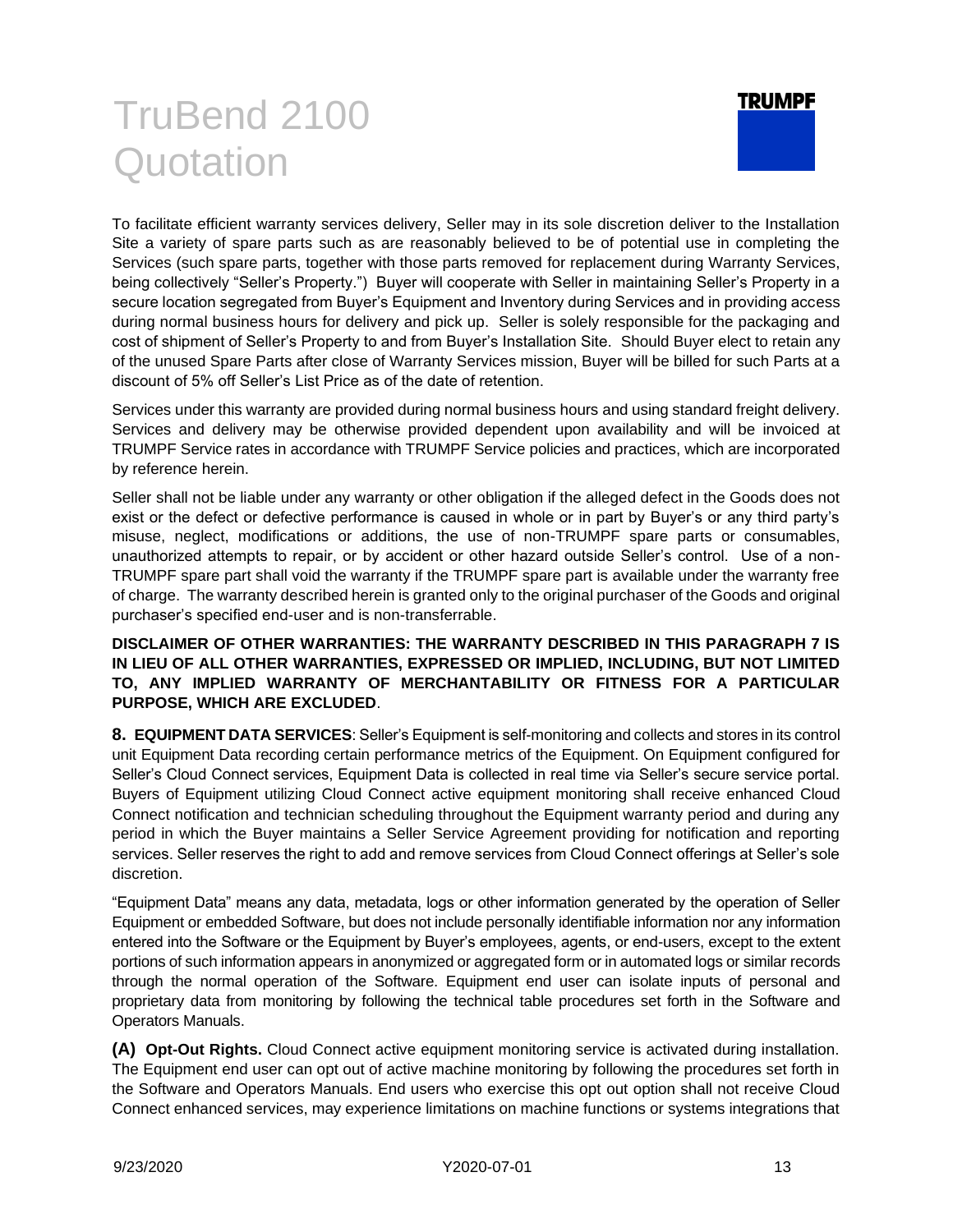To facilitate efficient warranty services delivery, Seller may in its sole discretion deliver to the Installation Site a variety of spare parts such as are reasonably believed to be of potential use in completing the Services (such spare parts, together with those parts removed for replacement during Warranty Services, being collectively "Seller's Property.") Buyer will cooperate with Seller in maintaining Seller's Property in a secure location segregated from Buyer's Equipment and Inventory during Services and in providing access during normal business hours for delivery and pick up. Seller is solely responsible for the packaging and cost of shipment of Seller's Property to and from Buyer's Installation Site. Should Buyer elect to retain any of the unused Spare Parts after close of Warranty Services mission, Buyer will be billed for such Parts at a discount of 5% off Seller's List Price as of the date of retention.

Services under this warranty are provided during normal business hours and using standard freight delivery. Services and delivery may be otherwise provided dependent upon availability and will be invoiced at TRUMPF Service rates in accordance with TRUMPF Service policies and practices, which are incorporated by reference herein.

Seller shall not be liable under any warranty or other obligation if the alleged defect in the Goods does not exist or the defect or defective performance is caused in whole or in part by Buyer's or any third party's misuse, neglect, modifications or additions, the use of non-TRUMPF spare parts or consumables, unauthorized attempts to repair, or by accident or other hazard outside Seller's control. Use of a non-TRUMPF spare part shall void the warranty if the TRUMPF spare part is available under the warranty free of charge. The warranty described herein is granted only to the original purchaser of the Goods and original purchaser's specified end-user and is non-transferrable.

**DISCLAIMER OF OTHER WARRANTIES: THE WARRANTY DESCRIBED IN THIS PARAGRAPH 7 IS IN LIEU OF ALL OTHER WARRANTIES, EXPRESSED OR IMPLIED, INCLUDING, BUT NOT LIMITED TO, ANY IMPLIED WARRANTY OF MERCHANTABILITY OR FITNESS FOR A PARTICULAR PURPOSE, WHICH ARE EXCLUDED**.

**8. EQUIPMENT DATA SERVICES**: Seller's Equipment is self-monitoring and collects and stores in its control unit Equipment Data recording certain performance metrics of the Equipment. On Equipment configured for Seller's Cloud Connect services, Equipment Data is collected in real time via Seller's secure service portal. Buyers of Equipment utilizing Cloud Connect active equipment monitoring shall receive enhanced Cloud Connect notification and technician scheduling throughout the Equipment warranty period and during any period in which the Buyer maintains a Seller Service Agreement providing for notification and reporting services. Seller reserves the right to add and remove services from Cloud Connect offerings at Seller's sole discretion.

"Equipment Data" means any data, metadata, logs or other information generated by the operation of Seller Equipment or embedded Software, but does not include personally identifiable information nor any information entered into the Software or the Equipment by Buyer's employees, agents, or end-users, except to the extent portions of such information appears in anonymized or aggregated form or in automated logs or similar records through the normal operation of the Software. Equipment end user can isolate inputs of personal and proprietary data from monitoring by following the technical table procedures set forth in the Software and Operators Manuals.

**(A) Opt-Out Rights.** Cloud Connect active equipment monitoring service is activated during installation. The Equipment end user can opt out of active machine monitoring by following the procedures set forth in the Software and Operators Manuals. End users who exercise this opt out option shall not receive Cloud Connect enhanced services, may experience limitations on machine functions or systems integrations that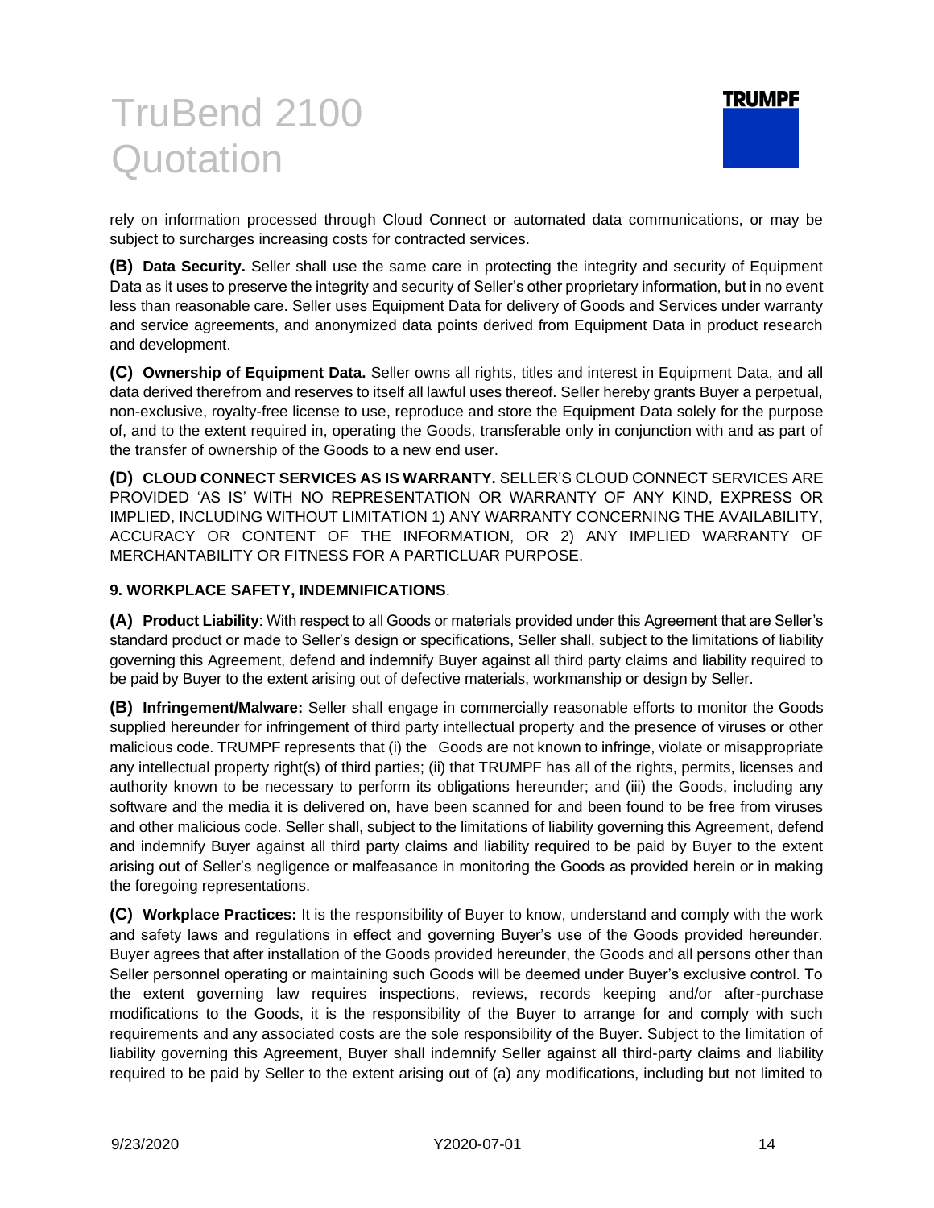rely on information processed through Cloud Connect or automated data communications, or may be subject to surcharges increasing costs for contracted services.

**(B) Data Security.** Seller shall use the same care in protecting the integrity and security of Equipment Data as it uses to preserve the integrity and security of Seller's other proprietary information, but in no event less than reasonable care. Seller uses Equipment Data for delivery of Goods and Services under warranty and service agreements, and anonymized data points derived from Equipment Data in product research and development.

**(C) Ownership of Equipment Data.** Seller owns all rights, titles and interest in Equipment Data, and all data derived therefrom and reserves to itself all lawful uses thereof. Seller hereby grants Buyer a perpetual, non-exclusive, royalty-free license to use, reproduce and store the Equipment Data solely for the purpose of, and to the extent required in, operating the Goods, transferable only in conjunction with and as part of the transfer of ownership of the Goods to a new end user.

**(D) CLOUD CONNECT SERVICES AS IS WARRANTY.** SELLER'S CLOUD CONNECT SERVICES ARE PROVIDED 'AS IS' WITH NO REPRESENTATION OR WARRANTY OF ANY KIND, EXPRESS OR IMPLIED, INCLUDING WITHOUT LIMITATION 1) ANY WARRANTY CONCERNING THE AVAILABILITY, ACCURACY OR CONTENT OF THE INFORMATION, OR 2) ANY IMPLIED WARRANTY OF MERCHANTABILITY OR FITNESS FOR A PARTICLUAR PURPOSE.

**9. WORKPLACE SAFETY, INDEMNIFICATIONS**.

**(A) Product Liability**: With respect to all Goods or materials provided under this Agreement that are Seller's standard product or made to Seller's design or specifications, Seller shall, subject to the limitations of liability governing this Agreement, defend and indemnify Buyer against all third party claims and liability required to be paid by Buyer to the extent arising out of defective materials, workmanship or design by Seller.

**(B) Infringement/Malware:** Seller shall engage in commercially reasonable efforts to monitor the Goods supplied hereunder for infringement of third party intellectual property and the presence of viruses or other malicious code. TRUMPF represents that (i) the Goods are not known to infringe, violate or misappropriate any intellectual property right(s) of third parties; (ii) that TRUMPF has all of the rights, permits, licenses and authority known to be necessary to perform its obligations hereunder; and (iii) the Goods, including any software and the media it is delivered on, have been scanned for and been found to be free from viruses and other malicious code. Seller shall, subject to the limitations of liability governing this Agreement, defend and indemnify Buyer against all third party claims and liability required to be paid by Buyer to the extent arising out of Seller's negligence or malfeasance in monitoring the Goods as provided herein or in making the foregoing representations.

**(C) Workplace Practices:** It is the responsibility of Buyer to know, understand and comply with the work and safety laws and regulations in effect and governing Buyer's use of the Goods provided hereunder. Buyer agrees that after installation of the Goods provided hereunder, the Goods and all persons other than Seller personnel operating or maintaining such Goods will be deemed under Buyer's exclusive control. To the extent governing law requires inspections, reviews, records keeping and/or after-purchase modifications to the Goods, it is the responsibility of the Buyer to arrange for and comply with such requirements and any associated costs are the sole responsibility of the Buyer. Subject to the limitation of liability governing this Agreement, Buyer shall indemnify Seller against all third-party claims and liability required to be paid by Seller to the extent arising out of (a) any modifications, including but not limited to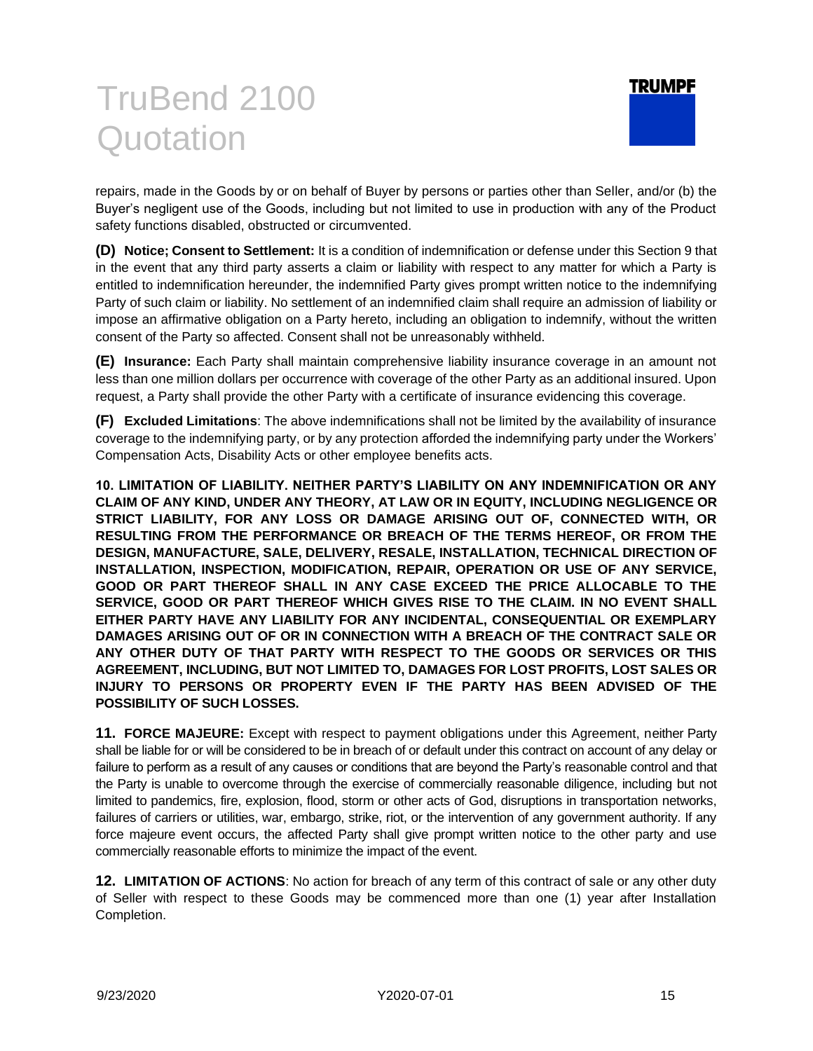repairs, made in the Goods by or on behalf of Buyer by persons or parties other than Seller, and/or (b) the Buyer's negligent use of the Goods, including but not limited to use in production with any of the Product safety functions disabled, obstructed or circumvented.

**(D) Notice; Consent to Settlement:** It is a condition of indemnification or defense under this Section 9 that in the event that any third party asserts a claim or liability with respect to any matter for which a Party is entitled to indemnification hereunder, the indemnified Party gives prompt written notice to the indemnifying Party of such claim or liability. No settlement of an indemnified claim shall require an admission of liability or impose an affirmative obligation on a Party hereto, including an obligation to indemnify, without the written consent of the Party so affected. Consent shall not be unreasonably withheld.

**(E) Insurance:** Each Party shall maintain comprehensive liability insurance coverage in an amount not less than one million dollars per occurrence with coverage of the other Party as an additional insured. Upon request, a Party shall provide the other Party with a certificate of insurance evidencing this coverage.

**(F) Excluded Limitations**: The above indemnifications shall not be limited by the availability of insurance coverage to the indemnifying party, or by any protection afforded the indemnifying party under the Workers' Compensation Acts, Disability Acts or other employee benefits acts.

**10. LIMITATION OF LIABILITY. NEITHER PARTY'S LIABILITY ON ANY INDEMNIFICATION OR ANY CLAIM OF ANY KIND, UNDER ANY THEORY, AT LAW OR IN EQUITY, INCLUDING NEGLIGENCE OR STRICT LIABILITY, FOR ANY LOSS OR DAMAGE ARISING OUT OF, CONNECTED WITH, OR RESULTING FROM THE PERFORMANCE OR BREACH OF THE TERMS HEREOF, OR FROM THE DESIGN, MANUFACTURE, SALE, DELIVERY, RESALE, INSTALLATION, TECHNICAL DIRECTION OF INSTALLATION, INSPECTION, MODIFICATION, REPAIR, OPERATION OR USE OF ANY SERVICE, GOOD OR PART THEREOF SHALL IN ANY CASE EXCEED THE PRICE ALLOCABLE TO THE SERVICE, GOOD OR PART THEREOF WHICH GIVES RISE TO THE CLAIM. IN NO EVENT SHALL EITHER PARTY HAVE ANY LIABILITY FOR ANY INCIDENTAL, CONSEQUENTIAL OR EXEMPLARY DAMAGES ARISING OUT OF OR IN CONNECTION WITH A BREACH OF THE CONTRACT SALE OR ANY OTHER DUTY OF THAT PARTY WITH RESPECT TO THE GOODS OR SERVICES OR THIS AGREEMENT, INCLUDING, BUT NOT LIMITED TO, DAMAGES FOR LOST PROFITS, LOST SALES OR INJURY TO PERSONS OR PROPERTY EVEN IF THE PARTY HAS BEEN ADVISED OF THE POSSIBILITY OF SUCH LOSSES.**

**11. FORCE MAJEURE:** Except with respect to payment obligations under this Agreement, neither Party shall be liable for or will be considered to be in breach of or default under this contract on account of any delay or failure to perform as a result of any causes or conditions that are beyond the Party's reasonable control and that the Party is unable to overcome through the exercise of commercially reasonable diligence, including but not limited to pandemics, fire, explosion, flood, storm or other acts of God, disruptions in transportation networks, failures of carriers or utilities, war, embargo, strike, riot, or the intervention of any government authority. If any force majeure event occurs, the affected Party shall give prompt written notice to the other party and use commercially reasonable efforts to minimize the impact of the event.

**12. LIMITATION OF ACTIONS**: No action for breach of any term of this contract of sale or any other duty of Seller with respect to these Goods may be commenced more than one (1) year after Installation Completion.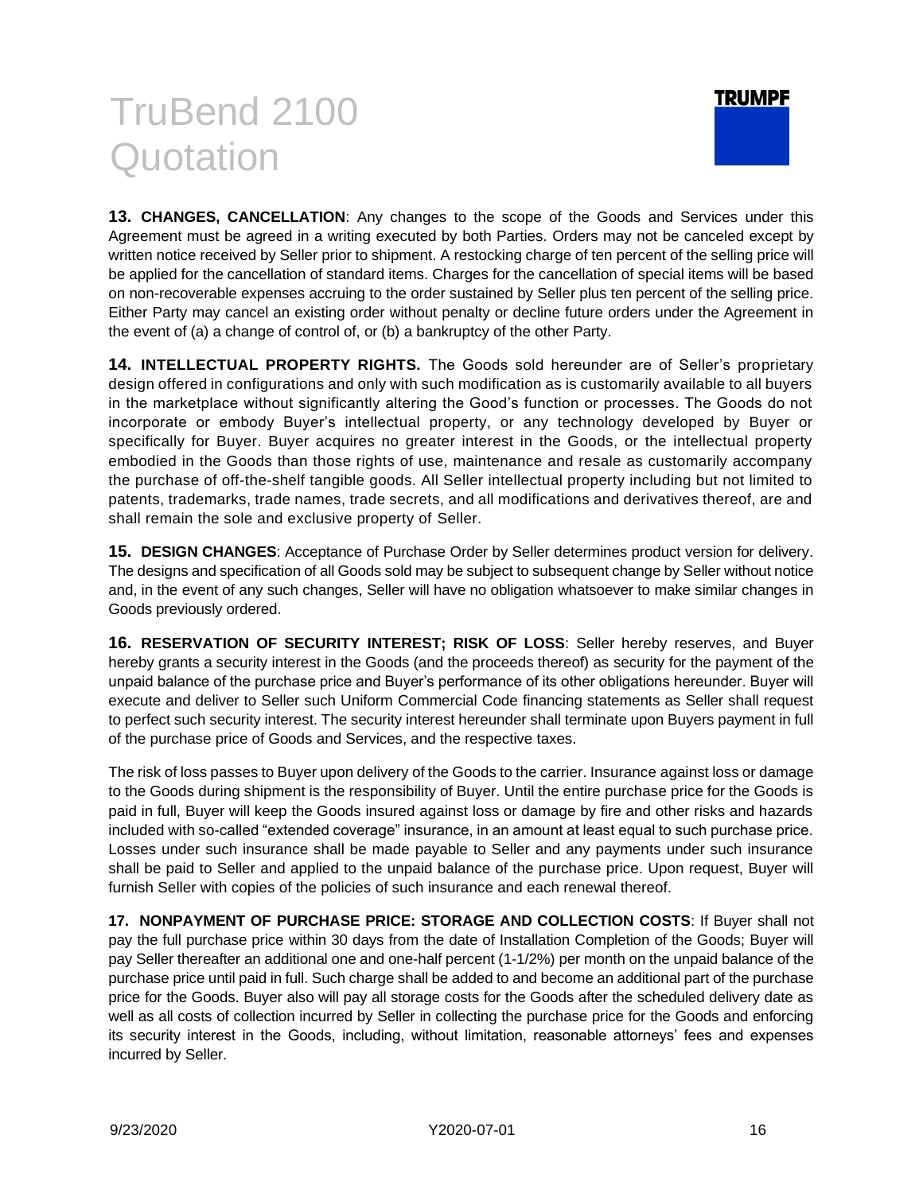**13. CHANGES, CANCELLATION**: Any changes to the scope of the Goods and Services under this Agreement must be agreed in a writing executed by both Parties. Orders may not be canceled except by written notice received by Seller prior to shipment. A restocking charge of ten percent of the selling price will be applied for the cancellation of standard items. Charges for the cancellation of special items will be based on non-recoverable expenses accruing to the order sustained by Seller plus ten percent of the selling price. Either Party may cancel an existing order without penalty or decline future orders under the Agreement in the event of (a) a change of control of, or (b) a bankruptcy of the other Party.

**14. INTELLECTUAL PROPERTY RIGHTS.** The Goods sold hereunder are of Seller's proprietary design offered in configurations and only with such modification as is customarily available to all buyers in the marketplace without significantly altering the Good's function or processes. The Goods do not incorporate or embody Buyer's intellectual property, or any technology developed by Buyer or specifically for Buyer. Buyer acquires no greater interest in the Goods, or the intellectual property embodied in the Goods than those rights of use, maintenance and resale as customarily accompany the purchase of off-the-shelf tangible goods. All Seller intellectual property including but not limited to patents, trademarks, trade names, trade secrets, and all modifications and derivatives thereof, are and shall remain the sole and exclusive property of Seller.

**15. DESIGN CHANGES**: Acceptance of Purchase Order by Seller determines product version for delivery. The designs and specification of all Goods sold may be subject to subsequent change by Seller without notice and, in the event of any such changes, Seller will have no obligation whatsoever to make similar changes in Goods previously ordered.

**16. RESERVATION OF SECURITY INTEREST; RISK OF LOSS**: Seller hereby reserves, and Buyer hereby grants a security interest in the Goods (and the proceeds thereof) as security for the payment of the unpaid balance of the purchase price and Buyer's performance of its other obligations hereunder. Buyer will execute and deliver to Seller such Uniform Commercial Code financing statements as Seller shall request to perfect such security interest. The security interest hereunder shall terminate upon Buyers payment in full of the purchase price of Goods and Services, and the respective taxes.

The risk of loss passes to Buyer upon delivery of the Goods to the carrier. Insurance against loss or damage to the Goods during shipment is the responsibility of Buyer. Until the entire purchase price for the Goods is paid in full, Buyer will keep the Goods insured against loss or damage by fire and other risks and hazards included with so-called "extended coverage" insurance, in an amount at least equal to such purchase price. Losses under such insurance shall be made payable to Seller and any payments under such insurance shall be paid to Seller and applied to the unpaid balance of the purchase price. Upon request, Buyer will furnish Seller with copies of the policies of such insurance and each renewal thereof.

**17. NONPAYMENT OF PURCHASE PRICE: STORAGE AND COLLECTION COSTS**: If Buyer shall not pay the full purchase price within 30 days from the date of Installation Completion of the Goods; Buyer will pay Seller thereafter an additional one and one-half percent (1-1/2%) per month on the unpaid balance of the purchase price until paid in full. Such charge shall be added to and become an additional part of the purchase price for the Goods. Buyer also will pay all storage costs for the Goods after the scheduled delivery date as well as all costs of collection incurred by Seller in collecting the purchase price for the Goods and enforcing its security interest in the Goods, including, without limitation, reasonable attorneys' fees and expenses incurred by Seller.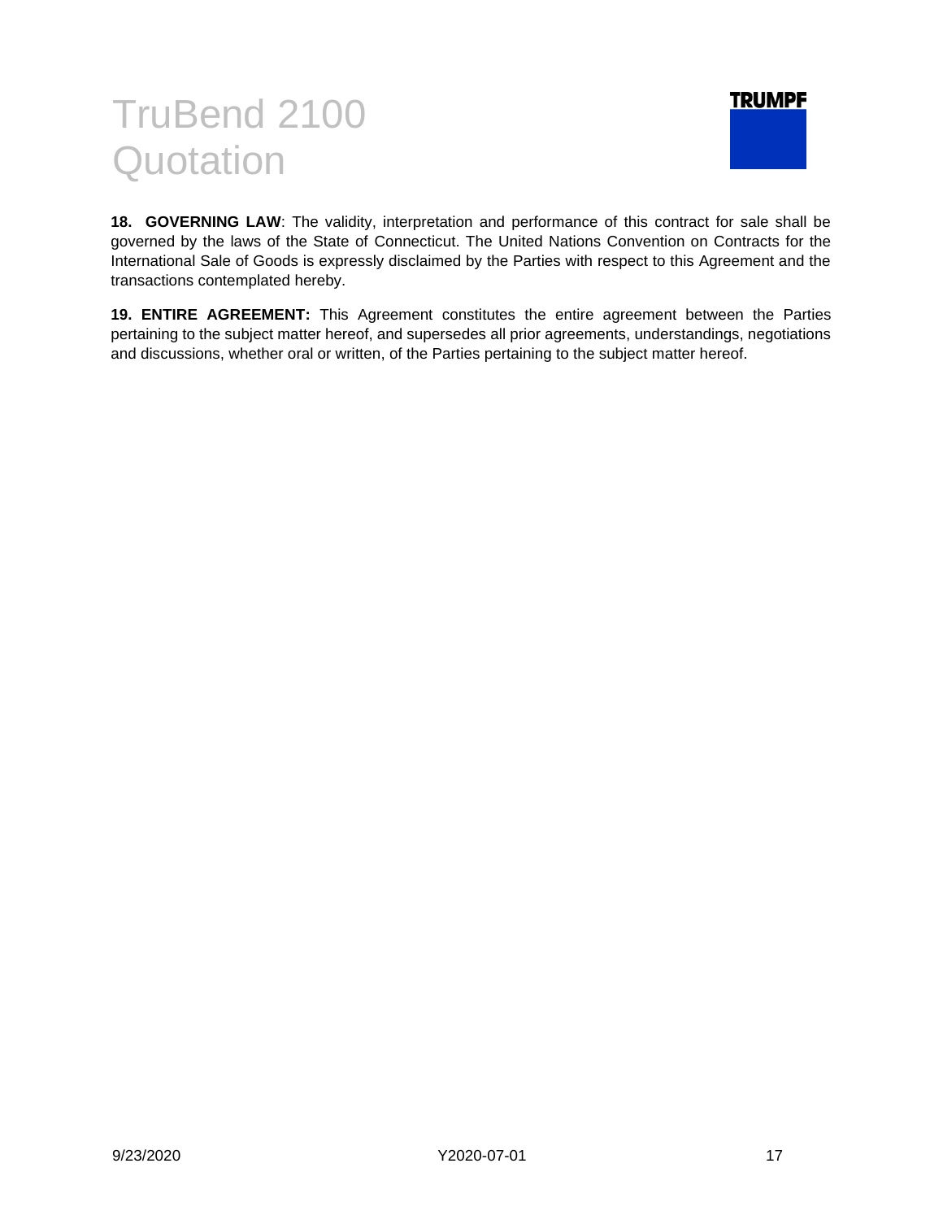**18. GOVERNING LAW**: The validity, interpretation and performance of this contract for sale shall be governed by the laws of the State of Connecticut. The United Nations Convention on Contracts for the International Sale of Goods is expressly disclaimed by the Parties with respect to this Agreement and the transactions contemplated hereby.

**19. ENTIRE AGREEMENT:** This Agreement constitutes the entire agreement between the Parties pertaining to the subject matter hereof, and supersedes all prior agreements, understandings, negotiations and discussions, whether oral or written, of the Parties pertaining to the subject matter hereof.